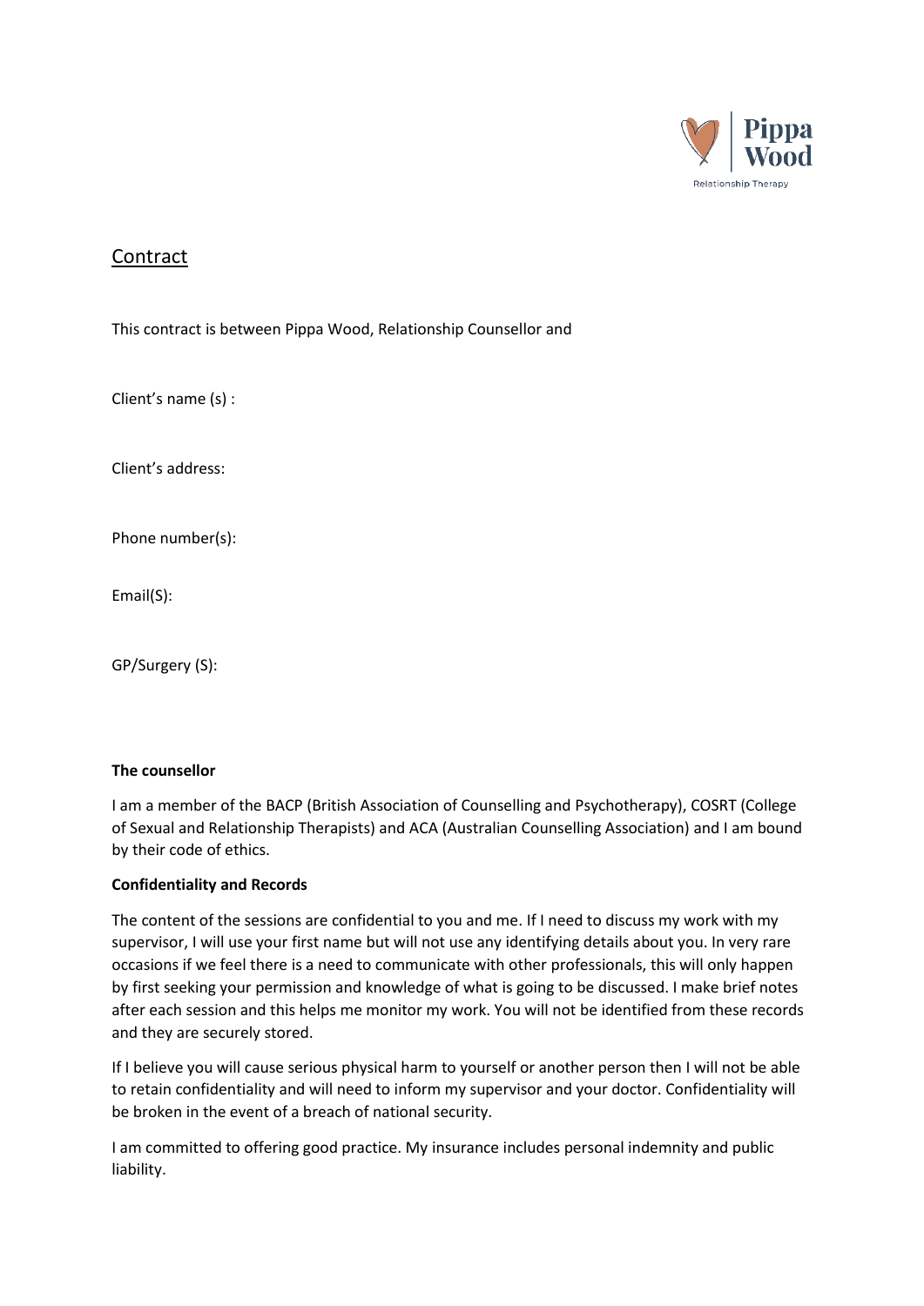Pippa Wood
Relationship Therapy

## Contract

This contract is between Pippa Wood, Relationship Counsellor and

Client's name (s) :

Client's address:

Phone number(s):

Email(S):

GP/Surgery (S):

**The counsellor**

I am a member of the BACP (British Association of Counselling and Psychotherapy), COSRT (College of Sexual and Relationship Therapists) and ACA (Australian Counselling Association) and I am bound by their code of ethics.

**Confidentiality and Records**

The content of the sessions are confidential to you and me. If I need to discuss my work with my supervisor, I will use your first name but will not use any identifying details about you. In very rare occasions if we feel there is a need to communicate with other professionals, this will only happen by first seeking your permission and knowledge of what is going to be discussed. I make brief notes after each session and this helps me monitor my work. You will not be identified from these records and they are securely stored.

If I believe you will cause serious physical harm to yourself or another person then I will not be able to retain confidentiality and will need to inform my supervisor and your doctor. Confidentiality will be broken in the event of a breach of national security.

I am committed to offering good practice. My insurance includes personal indemnity and public liability.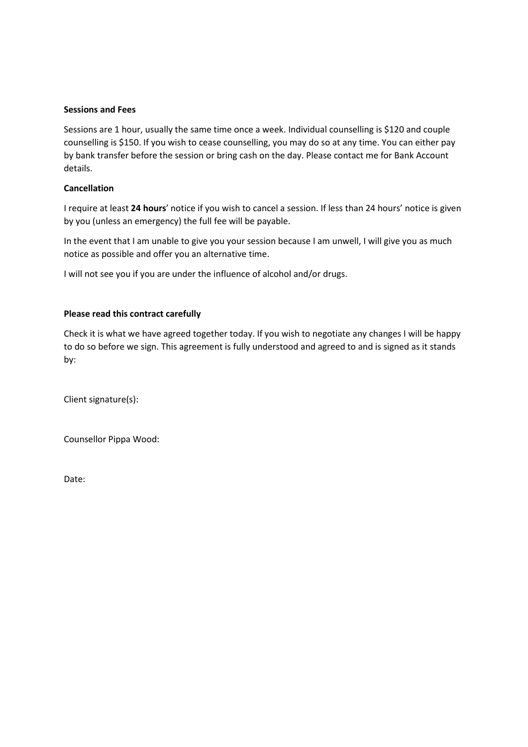**Sessions and Fees**

Sessions are 1 hour, usually the same time once a week. Individual counselling is $120 and couple counselling is $150. If you wish to cease counselling, you may do so at any time. You can either pay by bank transfer before the session or bring cash on the day. Please contact me for Bank Account details.

**Cancellation**

I require at least **24 hours**' notice if you wish to cancel a session. If less than 24 hours' notice is given by you (unless an emergency) the full fee will be payable.

In the event that I am unable to give you your session because I am unwell, I will give you as much notice as possible and offer you an alternative time.

I will not see you if you are under the influence of alcohol and/or drugs.

**Please read this contract carefully**

Check it is what we have agreed together today. If you wish to negotiate any changes I will be happy to do so before we sign. This agreement is fully understood and agreed to and is signed as it stands by:

Client signature(s):

Counsellor Pippa Wood:

Date: